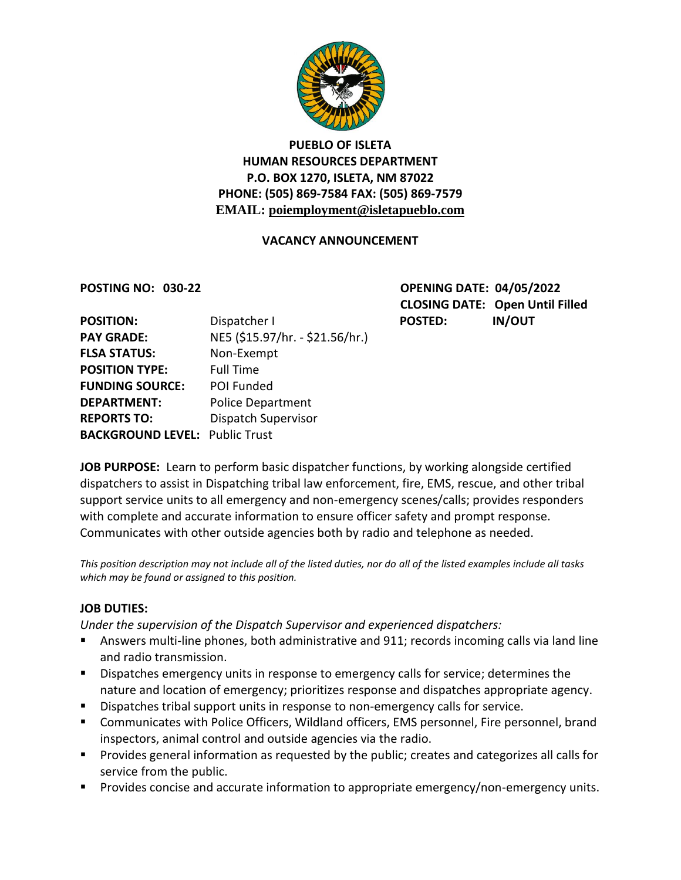**PUEBLO OF ISLETA**
**HUMAN RESOURCES DEPARTMENT**
**P.O. BOX 1270, ISLETA, NM 87022**
**PHONE: (505) 869-7584 FAX: (505) 869-7579**
**EMAIL: poiemployment@isletapueblo.com**

## VACANCY ANNOUNCEMENT

**POSTING NO: 030-22**

**OPENING DATE: 04/05/2022**
**CLOSING DATE: Open Until Filled**
**POSTED: IN/OUT**

| | |
|---|---|
| **POSITION:** | Dispatcher I |
| **PAY GRADE:** | NE5 ($15.97/hr. - $21.56/hr.) |
| **FLSA STATUS:** | Non-Exempt |
| **POSITION TYPE:** | Full Time |
| **FUNDING SOURCE:** | POI Funded |
| **DEPARTMENT:** | Police Department |
| **REPORTS TO:** | Dispatch Supervisor |
| **BACKGROUND LEVEL:** | Public Trust |

**JOB PURPOSE:** Learn to perform basic dispatcher functions, by working alongside certified dispatchers to assist in Dispatching tribal law enforcement, fire, EMS, rescue, and other tribal support service units to all emergency and non-emergency scenes/calls; provides responders with complete and accurate information to ensure officer safety and prompt response. Communicates with other outside agencies both by radio and telephone as needed.

*This position description may not include all of the listed duties, nor do all of the listed examples include all tasks which may be found or assigned to this position.*

**JOB DUTIES:**

*Under the supervision of the Dispatch Supervisor and experienced dispatchers:*

- Answers multi-line phones, both administrative and 911; records incoming calls via land line and radio transmission.
- Dispatches emergency units in response to emergency calls for service; determines the nature and location of emergency; prioritizes response and dispatches appropriate agency.
- Dispatches tribal support units in response to non-emergency calls for service.
- Communicates with Police Officers, Wildland officers, EMS personnel, Fire personnel, brand inspectors, animal control and outside agencies via the radio.
- Provides general information as requested by the public; creates and categorizes all calls for service from the public.
- Provides concise and accurate information to appropriate emergency/non-emergency units.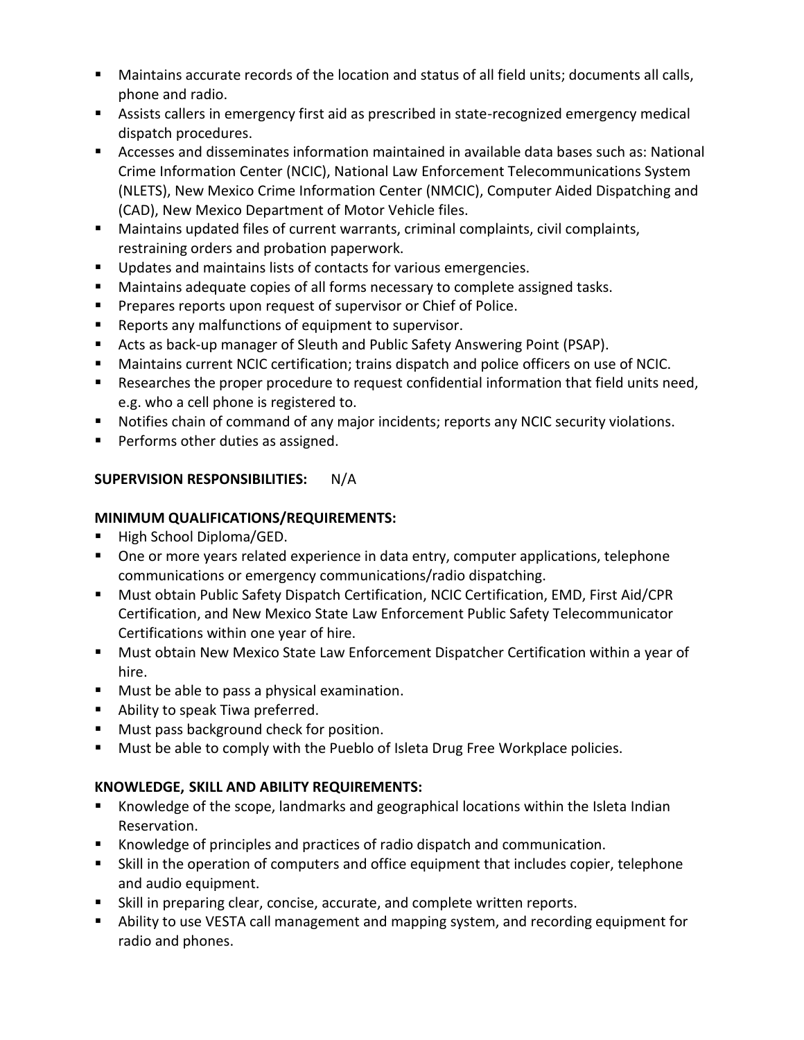- Maintains accurate records of the location and status of all field units; documents all calls, phone and radio.
- Assists callers in emergency first aid as prescribed in state-recognized emergency medical dispatch procedures.
- Accesses and disseminates information maintained in available data bases such as: National Crime Information Center (NCIC), National Law Enforcement Telecommunications System (NLETS), New Mexico Crime Information Center (NMCIC), Computer Aided Dispatching and (CAD), New Mexico Department of Motor Vehicle files.
- Maintains updated files of current warrants, criminal complaints, civil complaints, restraining orders and probation paperwork.
- Updates and maintains lists of contacts for various emergencies.
- Maintains adequate copies of all forms necessary to complete assigned tasks.
- Prepares reports upon request of supervisor or Chief of Police.
- Reports any malfunctions of equipment to supervisor.
- Acts as back-up manager of Sleuth and Public Safety Answering Point (PSAP).
- Maintains current NCIC certification; trains dispatch and police officers on use of NCIC.
- Researches the proper procedure to request confidential information that field units need, e.g. who a cell phone is registered to.
- Notifies chain of command of any major incidents; reports any NCIC security violations.
- Performs other duties as assigned.

**SUPERVISION RESPONSIBILITIES:** N/A

**MINIMUM QUALIFICATIONS/REQUIREMENTS:**

- High School Diploma/GED.
- One or more years related experience in data entry, computer applications, telephone communications or emergency communications/radio dispatching.
- Must obtain Public Safety Dispatch Certification, NCIC Certification, EMD, First Aid/CPR Certification, and New Mexico State Law Enforcement Public Safety Telecommunicator Certifications within one year of hire.
- Must obtain New Mexico State Law Enforcement Dispatcher Certification within a year of hire.
- Must be able to pass a physical examination.
- Ability to speak Tiwa preferred.
- Must pass background check for position.
- Must be able to comply with the Pueblo of Isleta Drug Free Workplace policies.

**KNOWLEDGE, SKILL AND ABILITY REQUIREMENTS:**

- Knowledge of the scope, landmarks and geographical locations within the Isleta Indian Reservation.
- Knowledge of principles and practices of radio dispatch and communication.
- Skill in the operation of computers and office equipment that includes copier, telephone and audio equipment.
- Skill in preparing clear, concise, accurate, and complete written reports.
- Ability to use VESTA call management and mapping system, and recording equipment for radio and phones.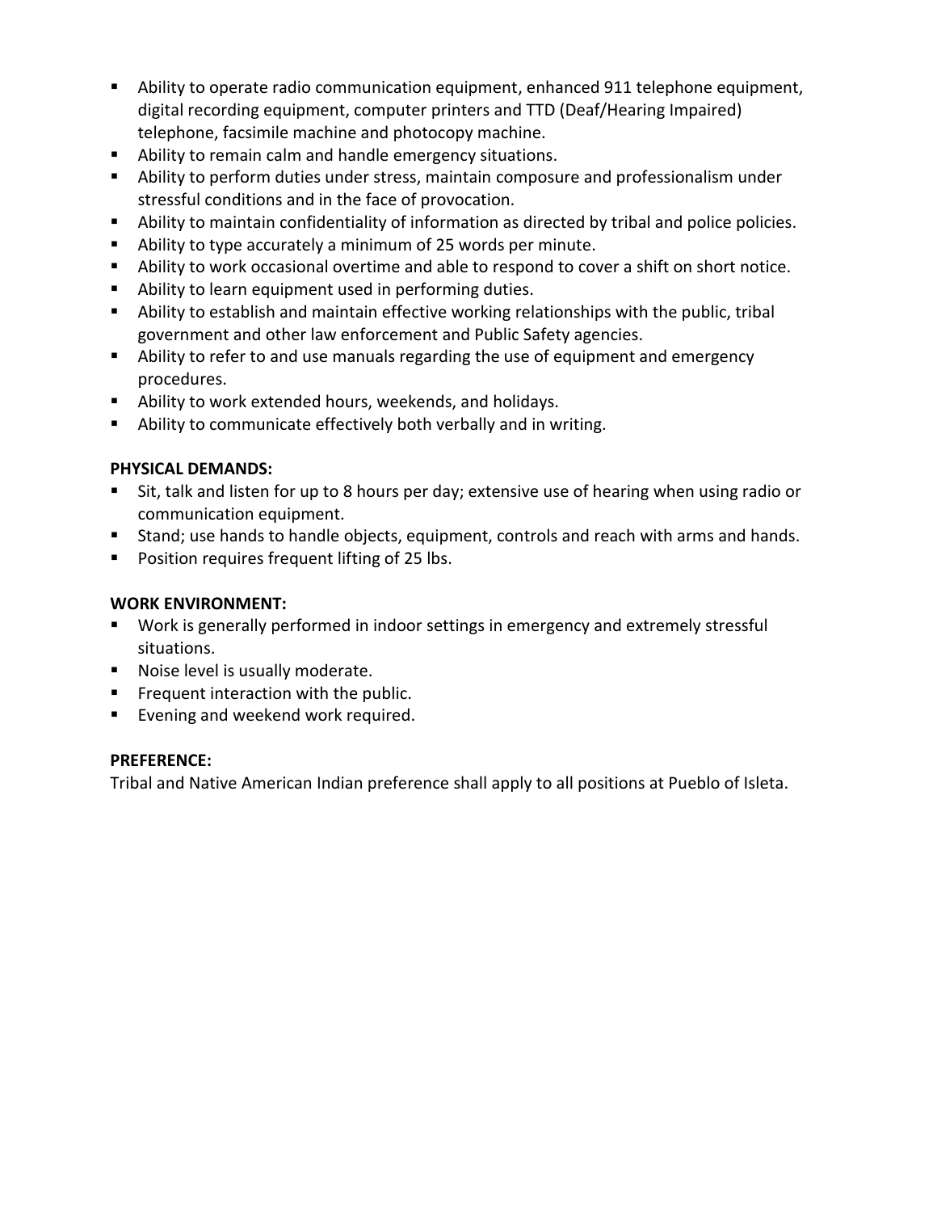- Ability to operate radio communication equipment, enhanced 911 telephone equipment, digital recording equipment, computer printers and TTD (Deaf/Hearing Impaired) telephone, facsimile machine and photocopy machine.
- Ability to remain calm and handle emergency situations.
- Ability to perform duties under stress, maintain composure and professionalism under stressful conditions and in the face of provocation.
- Ability to maintain confidentiality of information as directed by tribal and police policies.
- Ability to type accurately a minimum of 25 words per minute.
- Ability to work occasional overtime and able to respond to cover a shift on short notice.
- Ability to learn equipment used in performing duties.
- Ability to establish and maintain effective working relationships with the public, tribal government and other law enforcement and Public Safety agencies.
- Ability to refer to and use manuals regarding the use of equipment and emergency procedures.
- Ability to work extended hours, weekends, and holidays.
- Ability to communicate effectively both verbally and in writing.

**PHYSICAL DEMANDS:**

- Sit, talk and listen for up to 8 hours per day; extensive use of hearing when using radio or communication equipment.
- Stand; use hands to handle objects, equipment, controls and reach with arms and hands.
- Position requires frequent lifting of 25 lbs.

**WORK ENVIRONMENT:**

- Work is generally performed in indoor settings in emergency and extremely stressful situations.
- Noise level is usually moderate.
- Frequent interaction with the public.
- Evening and weekend work required.

**PREFERENCE:**

Tribal and Native American Indian preference shall apply to all positions at Pueblo of Isleta.